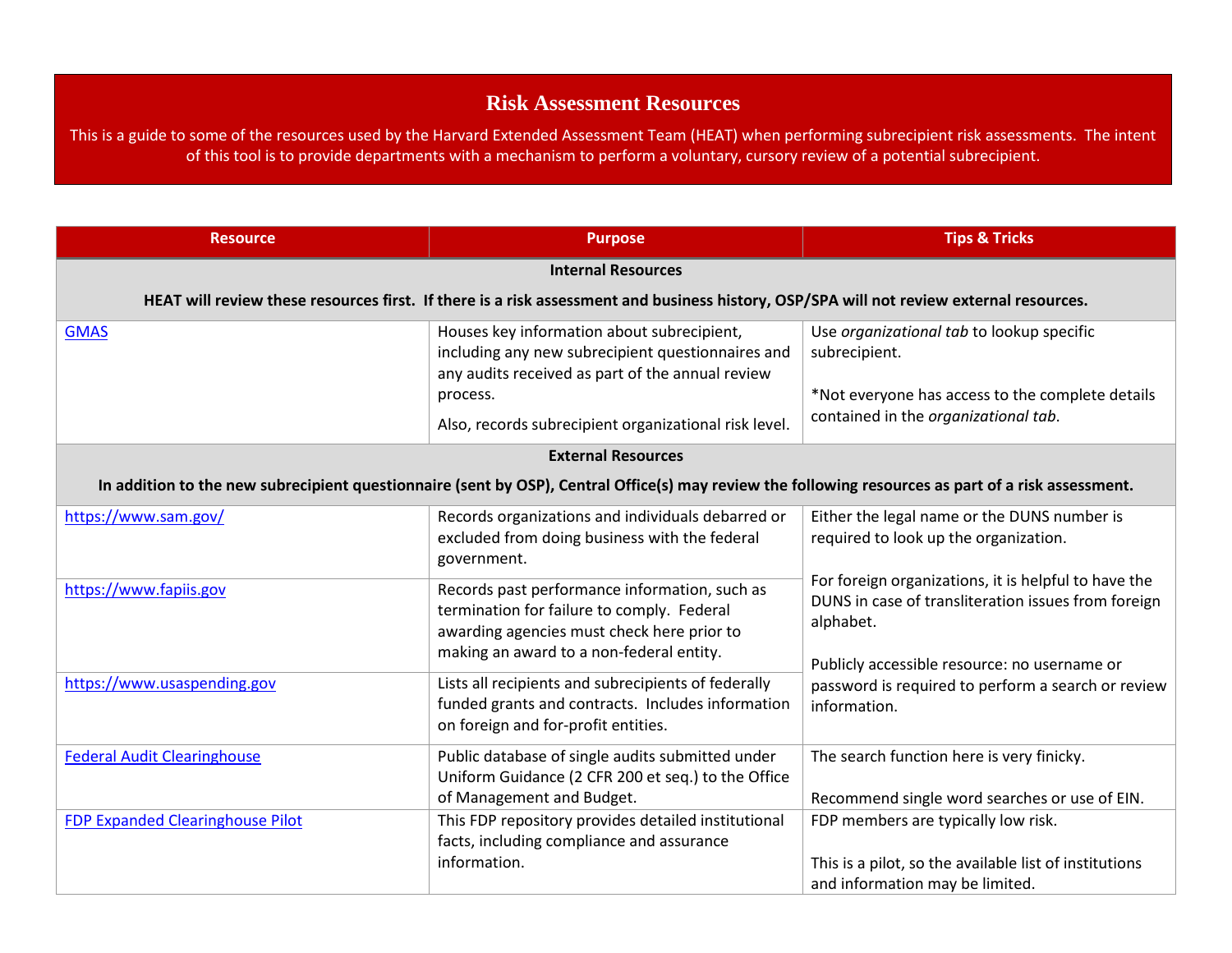# Risk Assessment Resources

This is a guide to some of the resources used by the Harvard Extended Assessment Team (HEAT) when performing subrecipient risk assessments. The intent of this tool is to provide departments with a mechanism to perform a voluntary, cursory review of a potential subrecipient.

| Resource | Purpose | Tips & Tricks |
|---|---|---|
| **Internal Resources**<br><br>**HEAT will review these resources first. If there is a risk assessment and business history, OSP/SPA will not review external resources.** | | |
| GMAS | Houses key information about subrecipient, including any new subrecipient questionnaires and any audits received as part of the annual review process.<br><br>Also, records subrecipient organizational risk level. | Use *organizational tab* to lookup specific subrecipient.<br><br>*Not everyone has access to the complete details contained in the *organizational tab*. |
| **External Resources**<br><br>**In addition to the new subrecipient questionnaire (sent by OSP), Central Office(s) may review the following resources as part of a risk assessment.** | | |
| https://www.sam.gov/ | Records organizations and individuals debarred or excluded from doing business with the federal government. | Either the legal name or the DUNS number is required to look up the organization.<br><br>For foreign organizations, it is helpful to have the DUNS in case of transliteration issues from foreign alphabet.<br><br>Publicly accessible resource: no username or password is required to perform a search or review information. |
| https://www.fapiis.gov | Records past performance information, such as termination for failure to comply. Federal awarding agencies must check here prior to making an award to a non-federal entity. | |
| https://www.usaspending.gov | Lists all recipients and subrecipients of federally funded grants and contracts. Includes information on foreign and for-profit entities. | |
| Federal Audit Clearinghouse | Public database of single audits submitted under Uniform Guidance (2 CFR 200 et seq.) to the Office of Management and Budget. | The search function here is very finicky.<br><br>Recommend single word searches or use of EIN. |
| FDP Expanded Clearinghouse Pilot | This FDP repository provides detailed institutional facts, including compliance and assurance information. | FDP members are typically low risk.<br><br>This is a pilot, so the available list of institutions and information may be limited. |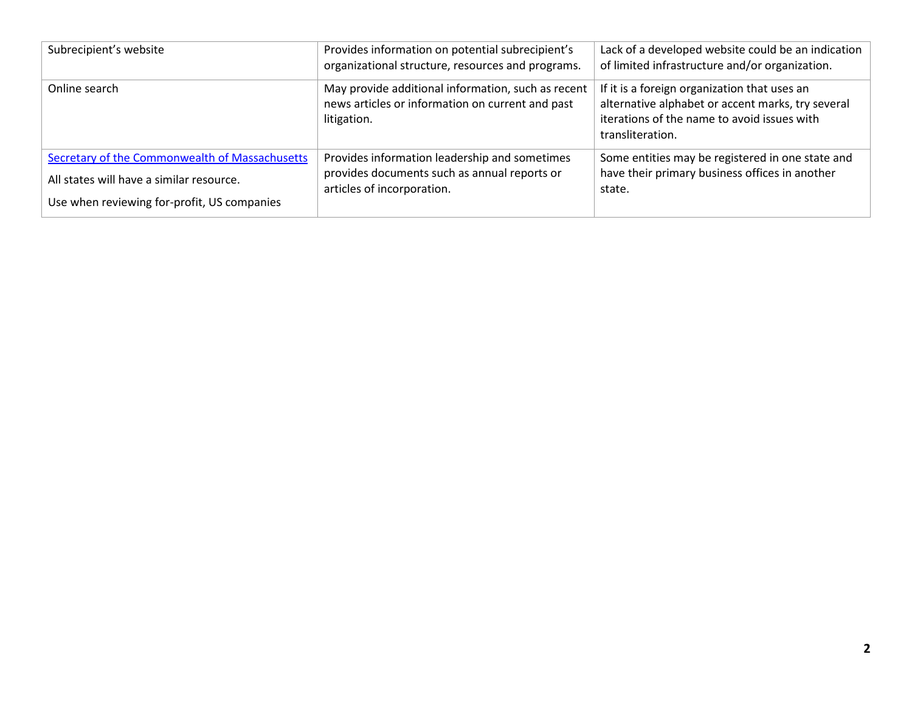| | | |
|---|---|---|
| Subrecipient's website | Provides information on potential subrecipient's organizational structure, resources and programs. | Lack of a developed website could be an indication of limited infrastructure and/or organization. |
| Online search | May provide additional information, such as recent news articles or information on current and past litigation. | If it is a foreign organization that uses an alternative alphabet or accent marks, try several iterations of the name to avoid issues with transliteration. |
| Secretary of the Commonwealth of Massachusetts<br><br>All states will have a similar resource.<br><br>Use when reviewing for-profit, US companies | Provides information leadership and sometimes provides documents such as annual reports or articles of incorporation. | Some entities may be registered in one state and have their primary business offices in another state. |